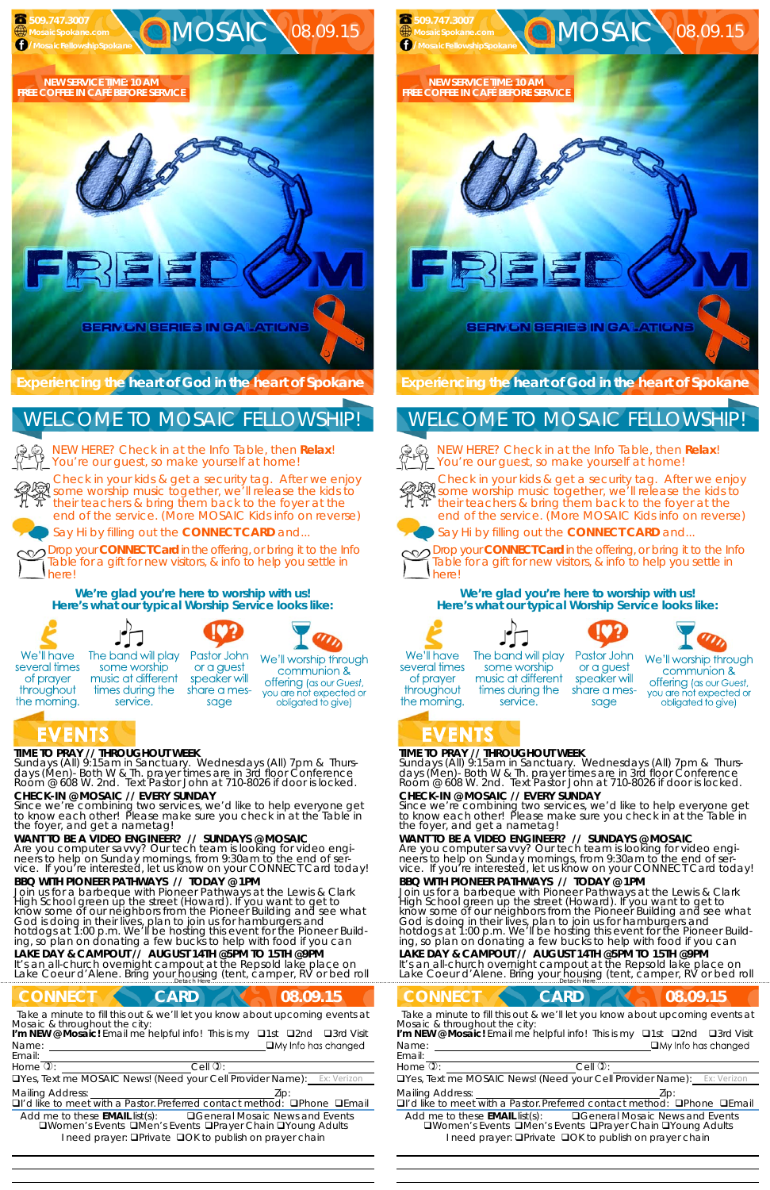509.747.3007
MosaicSpokane.com
/MosaicFellowshipSpokane

# MOSAIC 08.09.15

NEW SERVICE TIME: 10 AM
FREE COFFEE IN CAFÉ BEFORE SERVICE

FREEDOM
SERMON SERIES IN GALATIONS

Experiencing the heart of God in the heart of Spokane

## WELCOME TO MOSAIC FELLOWSHIP!

NEW HERE? Check in at the Info Table, then **Relax**! You're our guest, so make yourself at home!

Check in your kids & get a security tag. After we enjoy some worship music together, we'll release the kids to their teachers & bring them back to the foyer at the end of the service. (More MOSAIC Kids info on reverse)

Say Hi by filling out the **CONNECT CARD** and...

Drop your **CONNECT Card** in the offering, or bring it to the Info Table for a gift for new visitors, & info to help you settle in here!

**We're glad you're here to worship with us!**
**Here's what our typical Worship Service looks like:**

We'll have several times of prayer throughout the morning.

The band will play some worship music at different times during the service.

Pastor John or a guest speaker will share a message

We'll worship through communion & offering (as our Guest, you are not expected or obligated to give)

## EVENTS

**TIME TO PRAY // THROUGHOUT WEEK**
Sundays (All) 9:15am in Sanctuary. Wednesdays (All) 7pm & Thursdays (Men)- Both W & Th. prayer times are in 3rd floor Conference Room @ 608 W. 2nd. Text Pastor John at 710-8026 if door is locked.

**CHECK-IN @ MOSAIC // EVERY SUNDAY**
Since we're combining two services, we'd like to help everyone get to know each other! Please make sure you check in at the Table in the foyer, and get a nametag!

**WANT TO BE A VIDEO ENGINEER? // SUNDAYS @ MOSAIC**
Are you computer savvy? Our tech team is looking for video engineers to help on Sunday mornings, from 9:30am to the end of service. If you're interested, let us know on your CONNECT Card today!

**BBQ WITH PIONEER PATHWAYS // TODAY @ 1PM**
Join us for a barbeque with Pioneer Pathways at the Lewis & Clark High School green up the street (Howard). If you want to get to know some of our neighbors from the Pioneer Building and see what God is doing in their lives, plan to join us for hamburgers and hotdogs at 1:00 p.m. We'll be hosting this event for the Pioneer Building, so plan on donating a few bucks to help with food if you can

**LAKE DAY & CAMPOUT// AUGUST 14TH @5PM TO 15TH @9PM**
It's an all-church overnight campout at the Repsold lake place on Lake Coeur d'Alene. Bring your housing (tent, camper, RV or bed roll

Detach Here

## CONNECT CARD 08.09.15

Take a minute to fill this out & we'll let you know about upcoming events at Mosaic & throughout the city:

**I'm NEW @ Mosaic!** Email me helpful info! This is my ❑1st ❑2nd ❑3rd Visit

Name: ______________________ ❑My Info has changed

Email: ______________________

Home ✆: ______________ Cell ✆: ______________

❑Yes, Text me MOSAIC News! (Need your Cell Provider Name): Ex: Verizon

Mailing Address: ______________ Zip: ______

❑I'd like to meet with a Pastor. Preferred contact method: ❑Phone ❑Email

Add me to these **EMAIL** list(s): ❑General Mosaic News and Events ❑Women's Events ❑Men's Events ❑Prayer Chain ❑Young Adults

I need prayer: ❑Private ❑OK to publish on prayer chain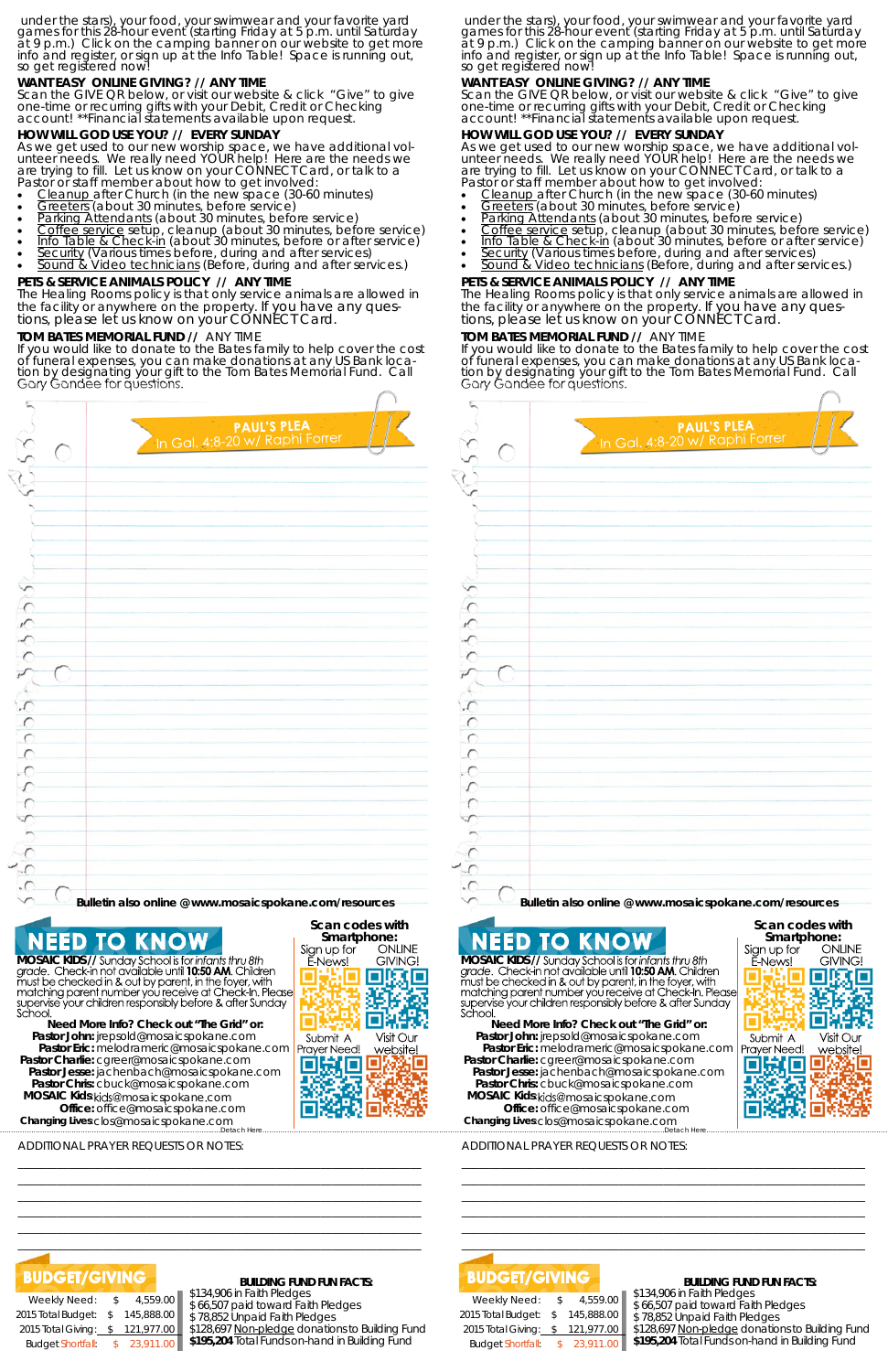under the stars), your food, your swimwear and your favorite yard games for this 28-hour event (starting Friday at 5 p.m. until Saturday at 9 p.m.) Click on the camping banner on our website to get more info and register, or sign up at the Info Table! Space is running out, so get registered now!

**WANT EASY ONLINE GIVING? // ANY TIME**
Scan the GIVE QR below, or visit our website & click "Give" to give one-time or recurring gifts with your Debit, Credit or Checking account! **Financial statements available upon request.

**HOW WILL GOD USE YOU? // EVERY SUNDAY**
As we get used to our new worship space, we have additional volunteer needs. We really need YOUR help! Here are the needs we are trying to fill. Let us know on your CONNECT Card, or talk to a Pastor or staff member about how to get involved:

- Cleanup after Church (in the new space (30-60 minutes)
- Greeters (about 30 minutes, before service)
- Parking Attendants (about 30 minutes, before service)
- Coffee service setup, cleanup (about 30 minutes, before service)
- Info Table & Check-in (about 30 minutes, before or after service)
- Security (Various times before, during and after services)
- Sound & Video technicians (Before, during and after services.)

**PETS & SERVICE ANIMALS POLICY // ANY TIME**
The Healing Rooms policy is that only service animals are allowed in the facility or anywhere on the property. If you have any questions, please let us know on your CONNECT Card.

**TOM BATES MEMORIAL FUND //** ANY TIME
If you would like to donate to the Bates family to help cover the cost of funeral expenses, you can make donations at any US Bank location by designating your gift to the Tom Bates Memorial Fund. Call Gary Gandee for questions.

PAUL'S PLEA
In Gal. 4:8-20 w/ Raphi Forrer

**Bulletin also online @www.mosaicspokane.com/resources**

## NEED TO KNOW

**MOSAIC KIDS//** *Sunday School is for infants thru 8th grade.* Check-in not available until **10:50 AM.** Children must be checked in & out by parent, in the foyer, with matching parent number you receive at Check-In. Please supervise your children responsibly before & after Sunday School.

**Need More Info? Check out "The Grid" or:**
**Pastor John:** jrepsold@mosaicspokane.com
**Pastor Eric:** melodrameric@mosaicspokane.com
**Pastor Charlie:** cgreer@mosaicspokane.com
**Pastor Jesse:** jachenbach@mosaicspokane.com
**Pastor Chris:** cbuck@mosaicspokane.com
**MOSAIC Kids** kids@mosaicspokane.com
**Office:** office@mosaicspokane.com
**Changing Lives** clos@mosaicspokane.com

**Scan codes with Smartphone:**
Sign up for E-News! | ONLINE GIVING!
Submit A Prayer Need! | Visit Our website!

Detach Here

ADDITIONAL PRAYER REQUESTS OR NOTES:

## BUDGET/GIVING

| | | |
|---|---|---|
| Weekly Need: | $ | 4,559.00 |
| 2015 Total Budget: | $ | 145,888.00 |
| 2015 Total Giving: | $ | 121,977.00 |
| Budget Shortfall: | $ | 23,911.00 |

**BUILDING FUND FUN FACTS:**
$134,906 in Faith Pledges
$ 66,507 paid toward Faith Pledges
$ 78,852 Unpaid Faith Pledges
$128,697 Non-pledge donations to Building Fund
**$195,204** Total Funds on-hand in Building Fund